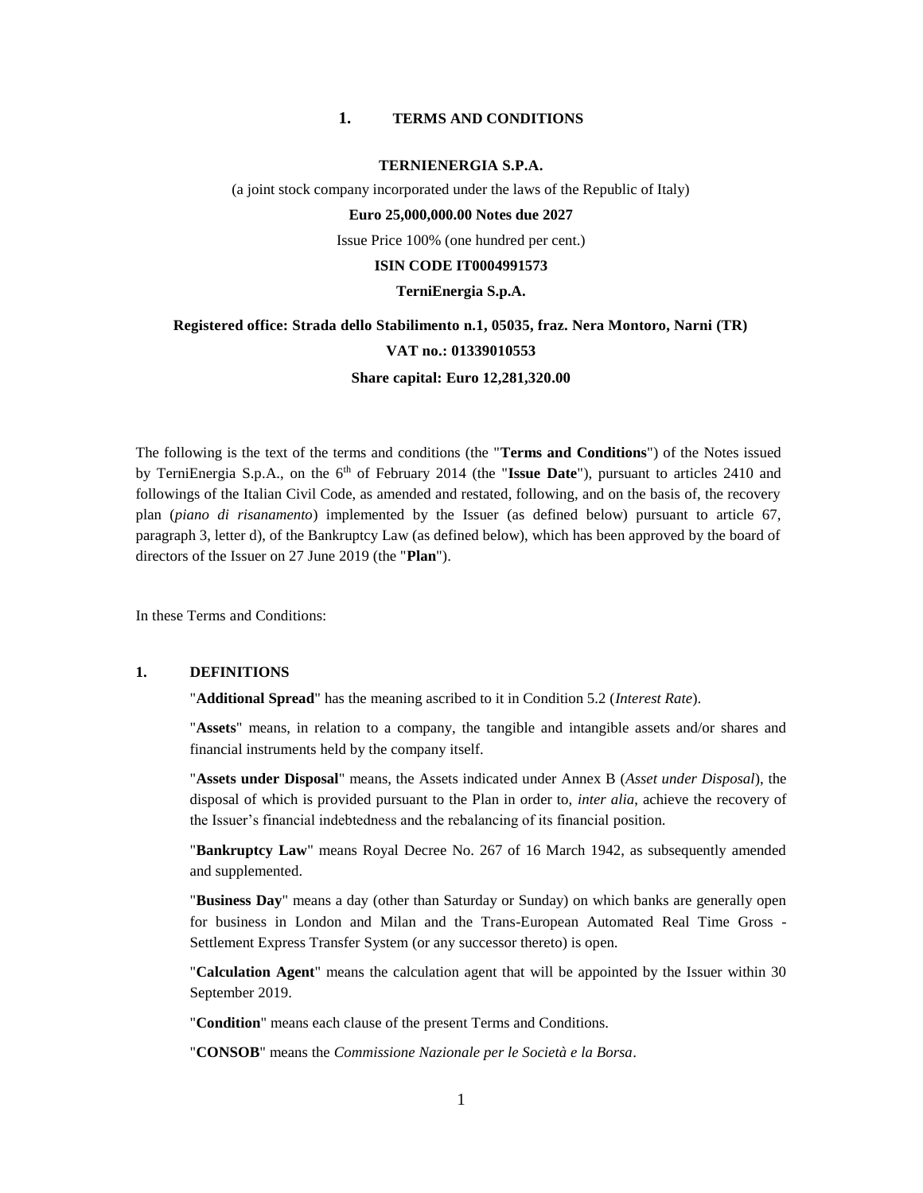# 1. TERMS AND CONDITIONS

**TERNIENERGIA S.P.A.**

(a joint stock company incorporated under the laws of the Republic of Italy)

**Euro 25,000,000.00 Notes due 2027**

Issue Price 100% (one hundred per cent.)

**ISIN CODE IT0004991573**

**TerniEnergia S.p.A.**

**Registered office: Strada dello Stabilimento n.1, 05035, fraz. Nera Montoro, Narni (TR)**

**VAT no.: 01339010553**

**Share capital: Euro 12,281,320.00**

The following is the text of the terms and conditions (the "**Terms and Conditions**") of the Notes issued by TerniEnergia S.p.A., on the 6th of February 2014 (the "**Issue Date**"), pursuant to articles 2410 and followings of the Italian Civil Code, as amended and restated, following, and on the basis of, the recovery plan (*piano di risanamento*) implemented by the Issuer (as defined below) pursuant to article 67, paragraph 3, letter d), of the Bankruptcy Law (as defined below), which has been approved by the board of directors of the Issuer on 27 June 2019 (the "**Plan**").

In these Terms and Conditions:

## 1. DEFINITIONS

"**Additional Spread**" has the meaning ascribed to it in Condition 5.2 (*Interest Rate*).

"**Assets**" means, in relation to a company, the tangible and intangible assets and/or shares and financial instruments held by the company itself.

"**Assets under Disposal**" means, the Assets indicated under Annex B (*Asset under Disposal*), the disposal of which is provided pursuant to the Plan in order to, *inter alia*, achieve the recovery of the Issuer's financial indebtedness and the rebalancing of its financial position.

"**Bankruptcy Law**" means Royal Decree No. 267 of 16 March 1942, as subsequently amended and supplemented.

"**Business Day**" means a day (other than Saturday or Sunday) on which banks are generally open for business in London and Milan and the Trans-European Automated Real Time Gross - Settlement Express Transfer System (or any successor thereto) is open.

"**Calculation Agent**" means the calculation agent that will be appointed by the Issuer within 30 September 2019.

"**Condition**" means each clause of the present Terms and Conditions.

"**CONSOB**" means the *Commissione Nazionale per le Società e la Borsa*.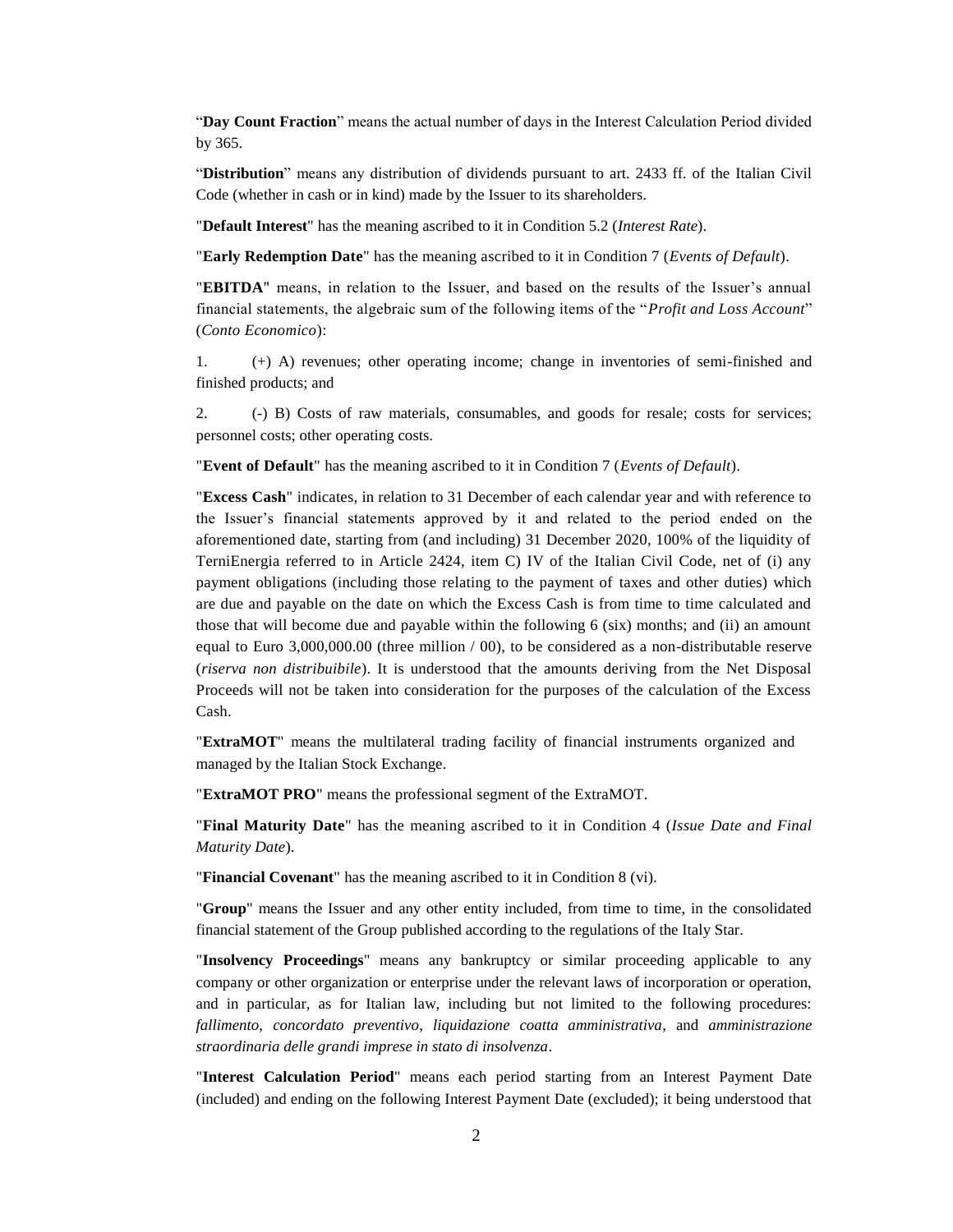"**Day Count Fraction**" means the actual number of days in the Interest Calculation Period divided by 365.

"**Distribution**" means any distribution of dividends pursuant to art. 2433 ff. of the Italian Civil Code (whether in cash or in kind) made by the Issuer to its shareholders.

"**Default Interest**" has the meaning ascribed to it in Condition 5.2 (*Interest Rate*).

"**Early Redemption Date**" has the meaning ascribed to it in Condition 7 (*Events of Default*).

"**EBITDA**" means, in relation to the Issuer, and based on the results of the Issuer's annual financial statements, the algebraic sum of the following items of the "*Profit and Loss Account*" (*Conto Economico*):

1. (+) A) revenues; other operating income; change in inventories of semi-finished and finished products; and

2. (-) B) Costs of raw materials, consumables, and goods for resale; costs for services; personnel costs; other operating costs.

"**Event of Default**" has the meaning ascribed to it in Condition 7 (*Events of Default*).

"**Excess Cash**" indicates, in relation to 31 December of each calendar year and with reference to the Issuer's financial statements approved by it and related to the period ended on the aforementioned date, starting from (and including) 31 December 2020, 100% of the liquidity of TerniEnergia referred to in Article 2424, item C) IV of the Italian Civil Code, net of (i) any payment obligations (including those relating to the payment of taxes and other duties) which are due and payable on the date on which the Excess Cash is from time to time calculated and those that will become due and payable within the following 6 (six) months; and (ii) an amount equal to Euro 3,000,000.00 (three million / 00), to be considered as a non-distributable reserve (*riserva non distribuibile*). It is understood that the amounts deriving from the Net Disposal Proceeds will not be taken into consideration for the purposes of the calculation of the Excess Cash.

"**ExtraMOT**" means the multilateral trading facility of financial instruments organized and managed by the Italian Stock Exchange.

"**ExtraMOT PRO**" means the professional segment of the ExtraMOT.

"**Final Maturity Date**" has the meaning ascribed to it in Condition 4 (*Issue Date and Final Maturity Date*).

"**Financial Covenant**" has the meaning ascribed to it in Condition 8 (vi).

"**Group**" means the Issuer and any other entity included, from time to time, in the consolidated financial statement of the Group published according to the regulations of the Italy Star.

"**Insolvency Proceedings**" means any bankruptcy or similar proceeding applicable to any company or other organization or enterprise under the relevant laws of incorporation or operation, and in particular, as for Italian law, including but not limited to the following procedures: *fallimento*, *concordato preventivo*, *liquidazione coatta amministrativa*, and *amministrazione straordinaria delle grandi imprese in stato di insolvenza*.

"**Interest Calculation Period**" means each period starting from an Interest Payment Date (included) and ending on the following Interest Payment Date (excluded); it being understood that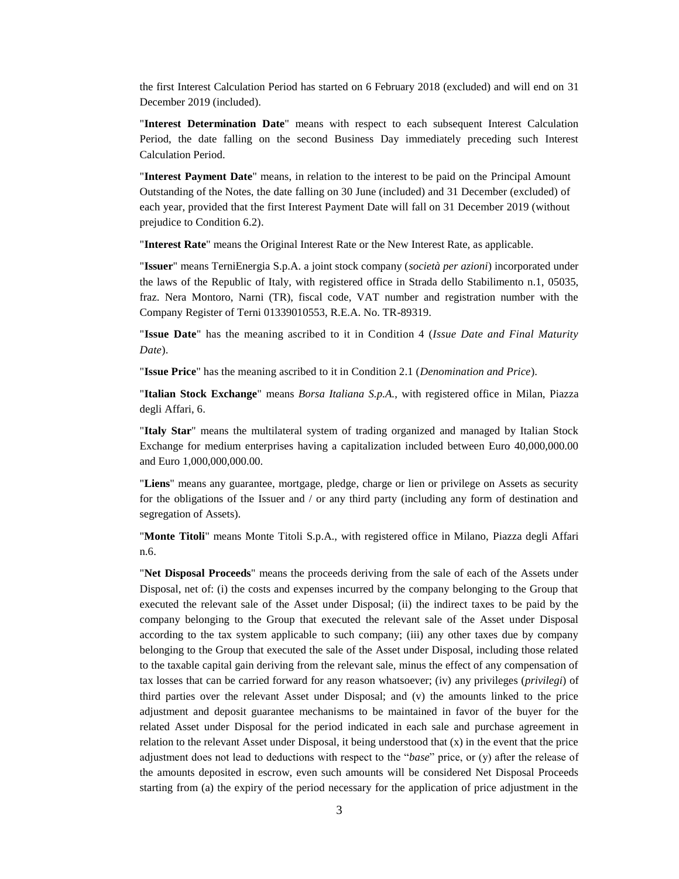the first Interest Calculation Period has started on 6 February 2018 (excluded) and will end on 31 December 2019 (included).

"**Interest Determination Date**" means with respect to each subsequent Interest Calculation Period, the date falling on the second Business Day immediately preceding such Interest Calculation Period.

"**Interest Payment Date**" means, in relation to the interest to be paid on the Principal Amount Outstanding of the Notes, the date falling on 30 June (included) and 31 December (excluded) of each year, provided that the first Interest Payment Date will fall on 31 December 2019 (without prejudice to Condition 6.2).

"**Interest Rate**" means the Original Interest Rate or the New Interest Rate, as applicable.

"**Issuer**" means TerniEnergia S.p.A. a joint stock company (*società per azioni*) incorporated under the laws of the Republic of Italy, with registered office in Strada dello Stabilimento n.1, 05035, fraz. Nera Montoro, Narni (TR), fiscal code, VAT number and registration number with the Company Register of Terni 01339010553, R.E.A. No. TR-89319.

"**Issue Date**" has the meaning ascribed to it in Condition 4 (*Issue Date and Final Maturity Date*).

"**Issue Price**" has the meaning ascribed to it in Condition 2.1 (*Denomination and Price*).

"**Italian Stock Exchange**" means *Borsa Italiana S.p.A.*, with registered office in Milan, Piazza degli Affari, 6.

"**Italy Star**" means the multilateral system of trading organized and managed by Italian Stock Exchange for medium enterprises having a capitalization included between Euro 40,000,000.00 and Euro 1,000,000,000.00.

"**Liens**" means any guarantee, mortgage, pledge, charge or lien or privilege on Assets as security for the obligations of the Issuer and / or any third party (including any form of destination and segregation of Assets).

"**Monte Titoli**" means Monte Titoli S.p.A., with registered office in Milano, Piazza degli Affari n.6.

"**Net Disposal Proceeds**" means the proceeds deriving from the sale of each of the Assets under Disposal, net of: (i) the costs and expenses incurred by the company belonging to the Group that executed the relevant sale of the Asset under Disposal; (ii) the indirect taxes to be paid by the company belonging to the Group that executed the relevant sale of the Asset under Disposal according to the tax system applicable to such company; (iii) any other taxes due by company belonging to the Group that executed the sale of the Asset under Disposal, including those related to the taxable capital gain deriving from the relevant sale, minus the effect of any compensation of tax losses that can be carried forward for any reason whatsoever; (iv) any privileges (*privilegi*) of third parties over the relevant Asset under Disposal; and (v) the amounts linked to the price adjustment and deposit guarantee mechanisms to be maintained in favor of the buyer for the related Asset under Disposal for the period indicated in each sale and purchase agreement in relation to the relevant Asset under Disposal, it being understood that (x) in the event that the price adjustment does not lead to deductions with respect to the "*base*" price, or (y) after the release of the amounts deposited in escrow, even such amounts will be considered Net Disposal Proceeds starting from (a) the expiry of the period necessary for the application of price adjustment in the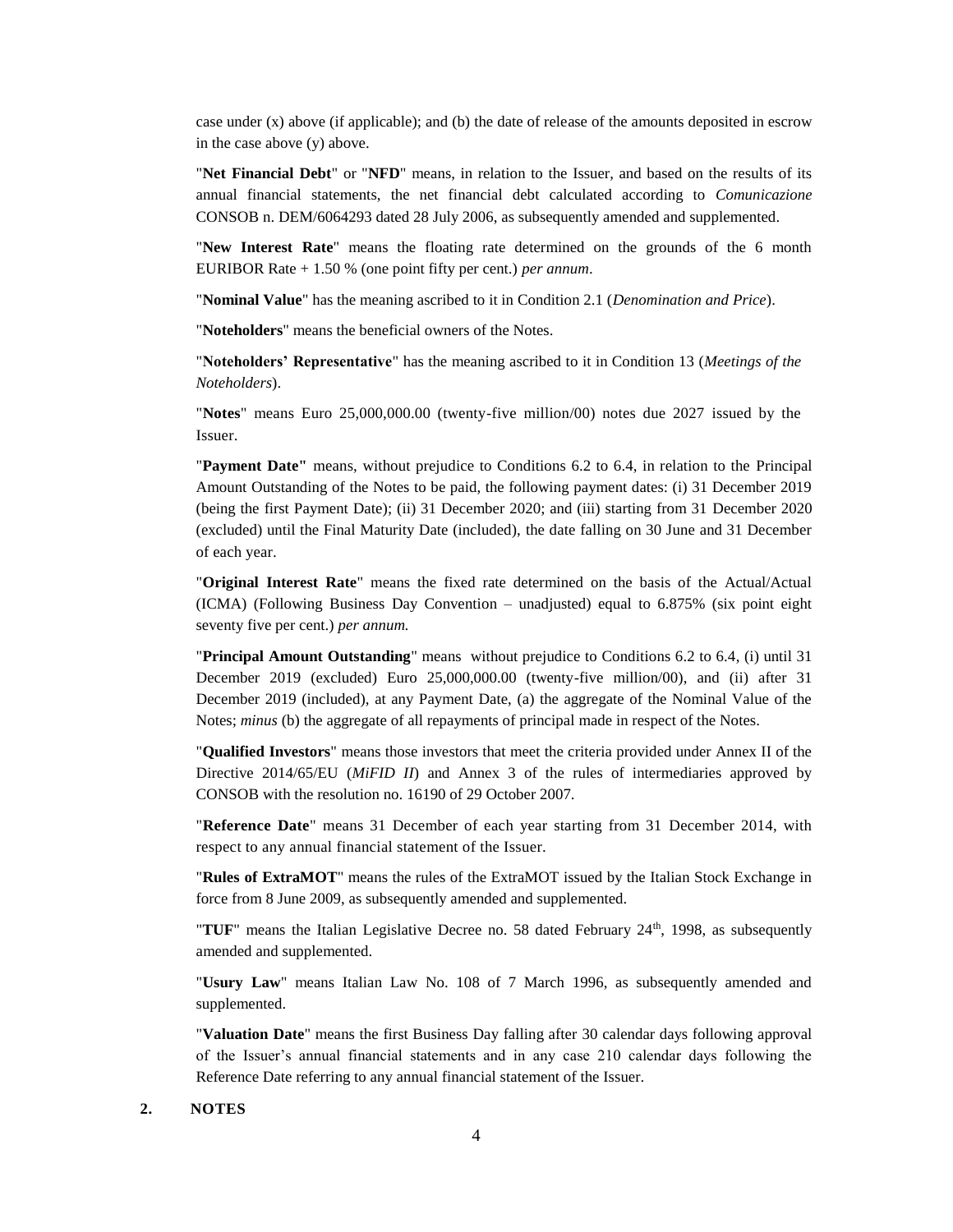case under (x) above (if applicable); and (b) the date of release of the amounts deposited in escrow in the case above (y) above.

"**Net Financial Debt**" or "**NFD**" means, in relation to the Issuer, and based on the results of its annual financial statements, the net financial debt calculated according to *Comunicazione* CONSOB n. DEM/6064293 dated 28 July 2006, as subsequently amended and supplemented.

"**New Interest Rate**" means the floating rate determined on the grounds of the 6 month EURIBOR Rate + 1.50 % (one point fifty per cent.) *per annum*.

"**Nominal Value**" has the meaning ascribed to it in Condition 2.1 (*Denomination and Price*).

"**Noteholders**" means the beneficial owners of the Notes.

"**Noteholders' Representative**" has the meaning ascribed to it in Condition 13 (*Meetings of the Noteholders*).

"**Notes**" means Euro 25,000,000.00 (twenty-five million/00) notes due 2027 issued by the Issuer.

"**Payment Date"** means, without prejudice to Conditions 6.2 to 6.4, in relation to the Principal Amount Outstanding of the Notes to be paid, the following payment dates: (i) 31 December 2019 (being the first Payment Date); (ii) 31 December 2020; and (iii) starting from 31 December 2020 (excluded) until the Final Maturity Date (included), the date falling on 30 June and 31 December of each year.

"**Original Interest Rate**" means the fixed rate determined on the basis of the Actual/Actual (ICMA) (Following Business Day Convention – unadjusted) equal to 6.875% (six point eight seventy five per cent.) *per annum.*

"**Principal Amount Outstanding**" means without prejudice to Conditions 6.2 to 6.4, (i) until 31 December 2019 (excluded) Euro 25,000,000.00 (twenty-five million/00), and (ii) after 31 December 2019 (included), at any Payment Date, (a) the aggregate of the Nominal Value of the Notes; *minus* (b) the aggregate of all repayments of principal made in respect of the Notes.

"**Qualified Investors**" means those investors that meet the criteria provided under Annex II of the Directive 2014/65/EU (*MiFID II*) and Annex 3 of the rules of intermediaries approved by CONSOB with the resolution no. 16190 of 29 October 2007.

"**Reference Date**" means 31 December of each year starting from 31 December 2014, with respect to any annual financial statement of the Issuer.

"**Rules of ExtraMOT**" means the rules of the ExtraMOT issued by the Italian Stock Exchange in force from 8 June 2009, as subsequently amended and supplemented.

"**TUF**" means the Italian Legislative Decree no. 58 dated February 24th, 1998, as subsequently amended and supplemented.

"**Usury Law**" means Italian Law No. 108 of 7 March 1996, as subsequently amended and supplemented.

"**Valuation Date**" means the first Business Day falling after 30 calendar days following approval of the Issuer's annual financial statements and in any case 210 calendar days following the Reference Date referring to any annual financial statement of the Issuer.

## 2. NOTES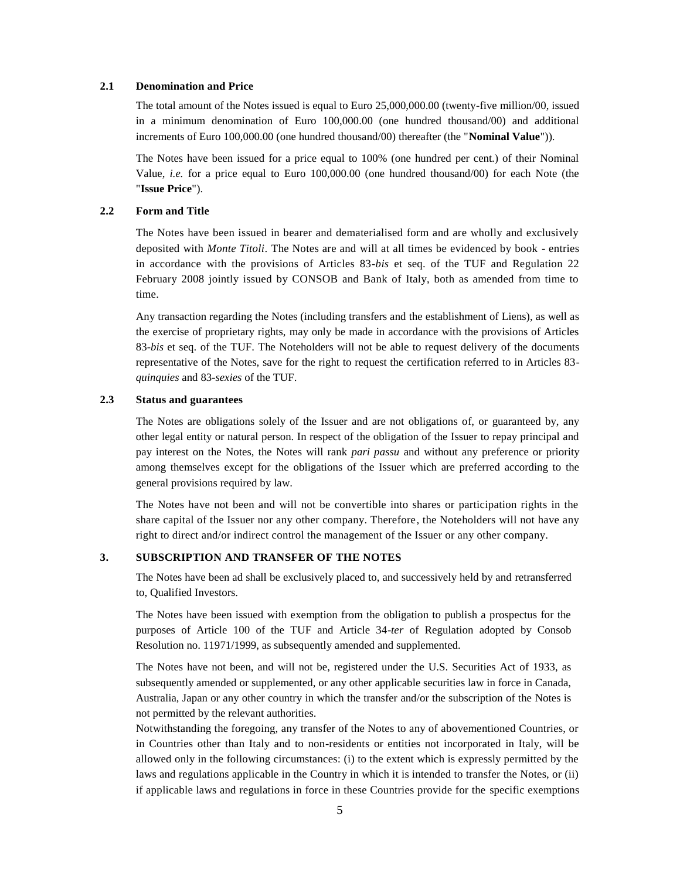### 2.1 Denomination and Price

The total amount of the Notes issued is equal to Euro 25,000,000.00 (twenty-five million/00, issued in a minimum denomination of Euro 100,000.00 (one hundred thousand/00) and additional increments of Euro 100,000.00 (one hundred thousand/00) thereafter (the "**Nominal Value**")).

The Notes have been issued for a price equal to 100% (one hundred per cent.) of their Nominal Value, *i.e.* for a price equal to Euro 100,000.00 (one hundred thousand/00) for each Note (the "**Issue Price**").

### 2.2 Form and Title

The Notes have been issued in bearer and dematerialised form and are wholly and exclusively deposited with *Monte Titoli*. The Notes are and will at all times be evidenced by book - entries in accordance with the provisions of Articles 83-*bis* et seq. of the TUF and Regulation 22 February 2008 jointly issued by CONSOB and Bank of Italy, both as amended from time to time.

Any transaction regarding the Notes (including transfers and the establishment of Liens), as well as the exercise of proprietary rights, may only be made in accordance with the provisions of Articles 83-*bis* et seq. of the TUF. The Noteholders will not be able to request delivery of the documents representative of the Notes, save for the right to request the certification referred to in Articles 83-*quinquies* and 83-*sexies* of the TUF.

### 2.3 Status and guarantees

The Notes are obligations solely of the Issuer and are not obligations of, or guaranteed by, any other legal entity or natural person. In respect of the obligation of the Issuer to repay principal and pay interest on the Notes, the Notes will rank *pari passu* and without any preference or priority among themselves except for the obligations of the Issuer which are preferred according to the general provisions required by law.

The Notes have not been and will not be convertible into shares or participation rights in the share capital of the Issuer nor any other company. Therefore, the Noteholders will not have any right to direct and/or indirect control the management of the Issuer or any other company.

## 3. SUBSCRIPTION AND TRANSFER OF THE NOTES

The Notes have been ad shall be exclusively placed to, and successively held by and retransferred to, Qualified Investors.

The Notes have been issued with exemption from the obligation to publish a prospectus for the purposes of Article 100 of the TUF and Article 34-*ter* of Regulation adopted by Consob Resolution no. 11971/1999, as subsequently amended and supplemented.

The Notes have not been, and will not be, registered under the U.S. Securities Act of 1933, as subsequently amended or supplemented, or any other applicable securities law in force in Canada, Australia, Japan or any other country in which the transfer and/or the subscription of the Notes is not permitted by the relevant authorities.

Notwithstanding the foregoing, any transfer of the Notes to any of abovementioned Countries, or in Countries other than Italy and to non-residents or entities not incorporated in Italy, will be allowed only in the following circumstances: (i) to the extent which is expressly permitted by the laws and regulations applicable in the Country in which it is intended to transfer the Notes, or (ii) if applicable laws and regulations in force in these Countries provide for the specific exemptions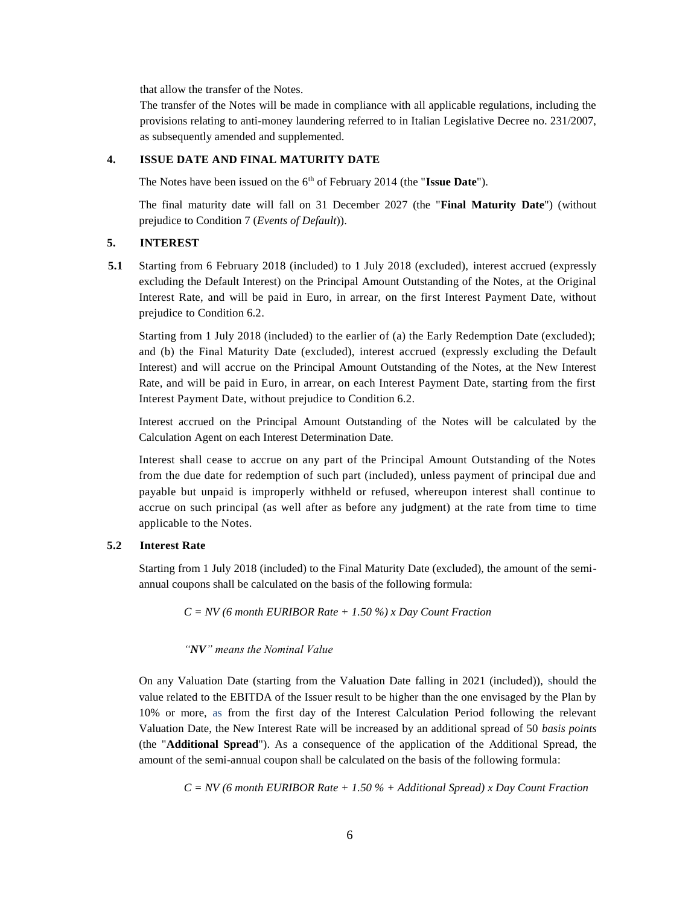that allow the transfer of the Notes.

The transfer of the Notes will be made in compliance with all applicable regulations, including the provisions relating to anti-money laundering referred to in Italian Legislative Decree no. 231/2007, as subsequently amended and supplemented.

## 4. ISSUE DATE AND FINAL MATURITY DATE

The Notes have been issued on the 6th of February 2014 (the "**Issue Date**").

The final maturity date will fall on 31 December 2027 (the "**Final Maturity Date**") (without prejudice to Condition 7 (*Events of Default*)).

## 5. INTEREST

**5.1** Starting from 6 February 2018 (included) to 1 July 2018 (excluded), interest accrued (expressly excluding the Default Interest) on the Principal Amount Outstanding of the Notes, at the Original Interest Rate, and will be paid in Euro, in arrear, on the first Interest Payment Date, without prejudice to Condition 6.2.

Starting from 1 July 2018 (included) to the earlier of (a) the Early Redemption Date (excluded); and (b) the Final Maturity Date (excluded), interest accrued (expressly excluding the Default Interest) and will accrue on the Principal Amount Outstanding of the Notes, at the New Interest Rate, and will be paid in Euro, in arrear, on each Interest Payment Date, starting from the first Interest Payment Date, without prejudice to Condition 6.2.

Interest accrued on the Principal Amount Outstanding of the Notes will be calculated by the Calculation Agent on each Interest Determination Date.

Interest shall cease to accrue on any part of the Principal Amount Outstanding of the Notes from the due date for redemption of such part (included), unless payment of principal due and payable but unpaid is improperly withheld or refused, whereupon interest shall continue to accrue on such principal (as well after as before any judgment) at the rate from time to time applicable to the Notes.

### 5.2 Interest Rate

Starting from 1 July 2018 (included) to the Final Maturity Date (excluded), the amount of the semi-annual coupons shall be calculated on the basis of the following formula:

*C = NV (6 month EURIBOR Rate + 1.50 %) x Day Count Fraction*

*"**NV**" means the Nominal Value*

On any Valuation Date (starting from the Valuation Date falling in 2021 (included)), should the value related to the EBITDA of the Issuer result to be higher than the one envisaged by the Plan by 10% or more, as from the first day of the Interest Calculation Period following the relevant Valuation Date, the New Interest Rate will be increased by an additional spread of 50 *basis points* (the "**Additional Spread**"). As a consequence of the application of the Additional Spread, the amount of the semi-annual coupon shall be calculated on the basis of the following formula:

*C = NV (6 month EURIBOR Rate + 1.50 % + Additional Spread) x Day Count Fraction*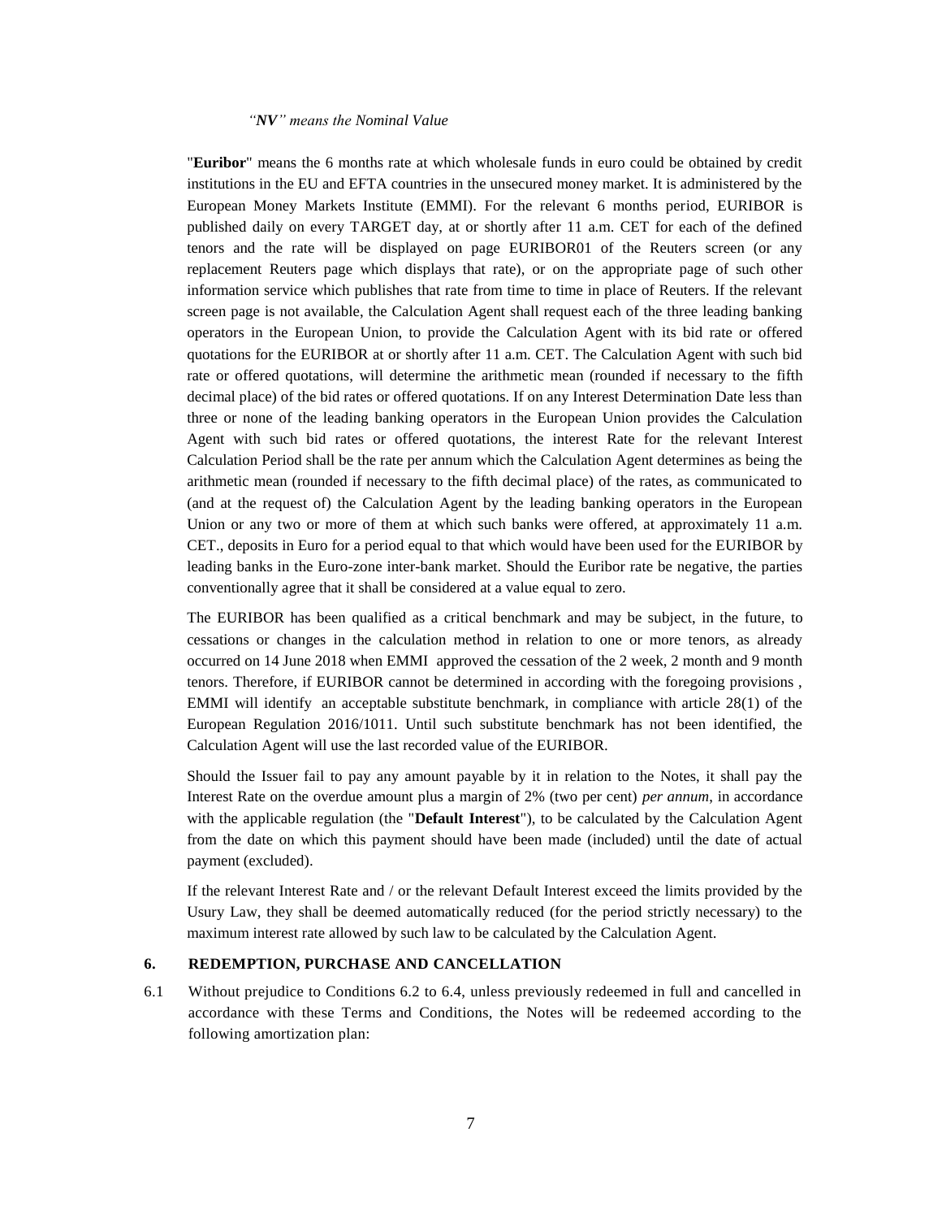*"**NV**" means the Nominal Value*

"**Euribor**" means the 6 months rate at which wholesale funds in euro could be obtained by credit institutions in the EU and EFTA countries in the unsecured money market. It is administered by the European Money Markets Institute (EMMI). For the relevant 6 months period, EURIBOR is published daily on every TARGET day, at or shortly after 11 a.m. CET for each of the defined tenors and the rate will be displayed on page EURIBOR01 of the Reuters screen (or any replacement Reuters page which displays that rate), or on the appropriate page of such other information service which publishes that rate from time to time in place of Reuters. If the relevant screen page is not available, the Calculation Agent shall request each of the three leading banking operators in the European Union, to provide the Calculation Agent with its bid rate or offered quotations for the EURIBOR at or shortly after 11 a.m. CET. The Calculation Agent with such bid rate or offered quotations, will determine the arithmetic mean (rounded if necessary to the fifth decimal place) of the bid rates or offered quotations. If on any Interest Determination Date less than three or none of the leading banking operators in the European Union provides the Calculation Agent with such bid rates or offered quotations, the interest Rate for the relevant Interest Calculation Period shall be the rate per annum which the Calculation Agent determines as being the arithmetic mean (rounded if necessary to the fifth decimal place) of the rates, as communicated to (and at the request of) the Calculation Agent by the leading banking operators in the European Union or any two or more of them at which such banks were offered, at approximately 11 a.m. CET., deposits in Euro for a period equal to that which would have been used for the EURIBOR by leading banks in the Euro-zone inter-bank market. Should the Euribor rate be negative, the parties conventionally agree that it shall be considered at a value equal to zero.

The EURIBOR has been qualified as a critical benchmark and may be subject, in the future, to cessations or changes in the calculation method in relation to one or more tenors, as already occurred on 14 June 2018 when EMMI approved the cessation of the 2 week, 2 month and 9 month tenors. Therefore, if EURIBOR cannot be determined in according with the foregoing provisions , EMMI will identify an acceptable substitute benchmark, in compliance with article 28(1) of the European Regulation 2016/1011. Until such substitute benchmark has not been identified, the Calculation Agent will use the last recorded value of the EURIBOR.

Should the Issuer fail to pay any amount payable by it in relation to the Notes, it shall pay the Interest Rate on the overdue amount plus a margin of 2% (two per cent) *per annum*, in accordance with the applicable regulation (the "**Default Interest**"), to be calculated by the Calculation Agent from the date on which this payment should have been made (included) until the date of actual payment (excluded).

If the relevant Interest Rate and / or the relevant Default Interest exceed the limits provided by the Usury Law, they shall be deemed automatically reduced (for the period strictly necessary) to the maximum interest rate allowed by such law to be calculated by the Calculation Agent.

## 6. REDEMPTION, PURCHASE AND CANCELLATION

6.1 Without prejudice to Conditions 6.2 to 6.4, unless previously redeemed in full and cancelled in accordance with these Terms and Conditions, the Notes will be redeemed according to the following amortization plan: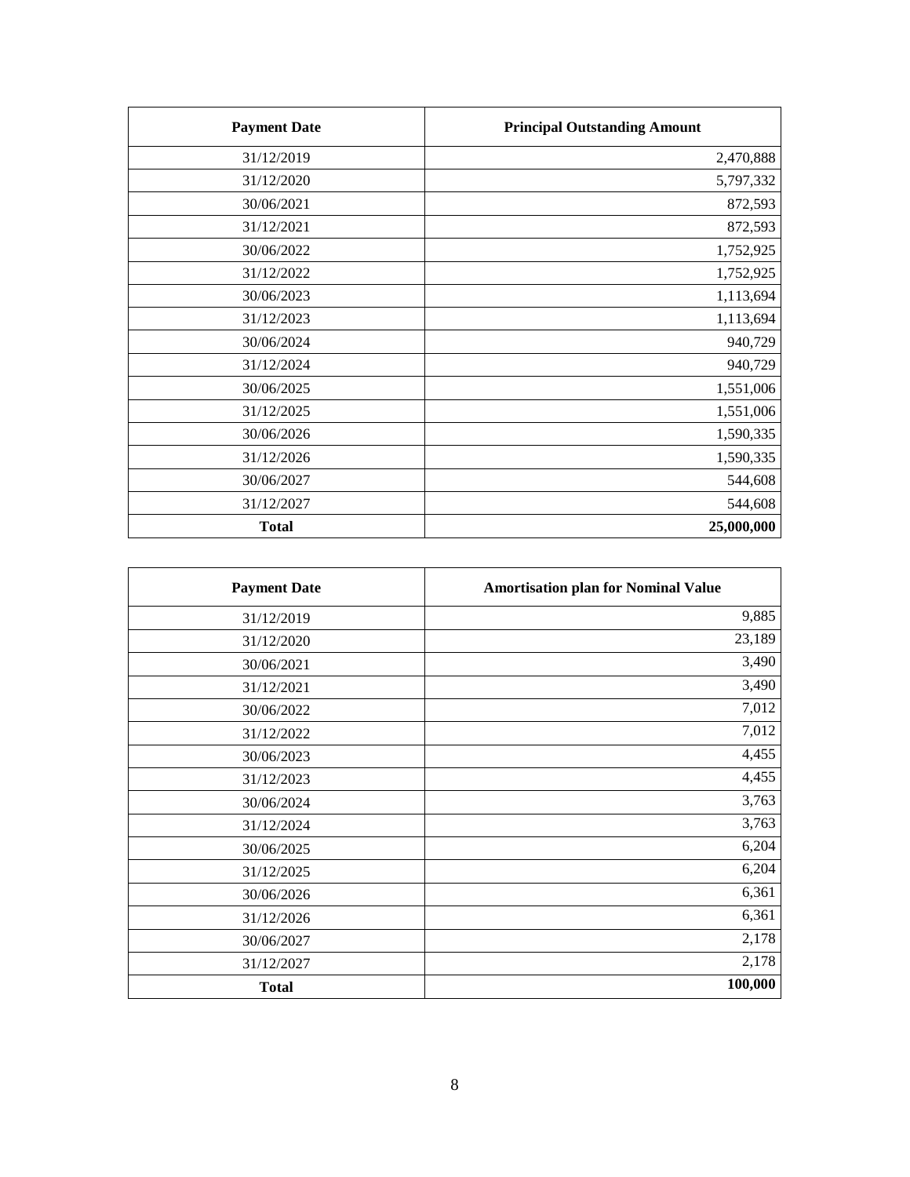| **Payment Date** | **Principal Outstanding Amount** |
|---|---|
| 31/12/2019 | 2,470,888 |
| 31/12/2020 | 5,797,332 |
| 30/06/2021 | 872,593 |
| 31/12/2021 | 872,593 |
| 30/06/2022 | 1,752,925 |
| 31/12/2022 | 1,752,925 |
| 30/06/2023 | 1,113,694 |
| 31/12/2023 | 1,113,694 |
| 30/06/2024 | 940,729 |
| 31/12/2024 | 940,729 |
| 30/06/2025 | 1,551,006 |
| 31/12/2025 | 1,551,006 |
| 30/06/2026 | 1,590,335 |
| 31/12/2026 | 1,590,335 |
| 30/06/2027 | 544,608 |
| 31/12/2027 | 544,608 |
| **Total** | **25,000,000** |

| **Payment Date** | **Amortisation plan for Nominal Value** |
|---|---|
| 31/12/2019 | 9,885 |
| 31/12/2020 | 23,189 |
| 30/06/2021 | 3,490 |
| 31/12/2021 | 3,490 |
| 30/06/2022 | 7,012 |
| 31/12/2022 | 7,012 |
| 30/06/2023 | 4,455 |
| 31/12/2023 | 4,455 |
| 30/06/2024 | 3,763 |
| 31/12/2024 | 3,763 |
| 30/06/2025 | 6,204 |
| 31/12/2025 | 6,204 |
| 30/06/2026 | 6,361 |
| 31/12/2026 | 6,361 |
| 30/06/2027 | 2,178 |
| 31/12/2027 | 2,178 |
| **Total** | **100,000** |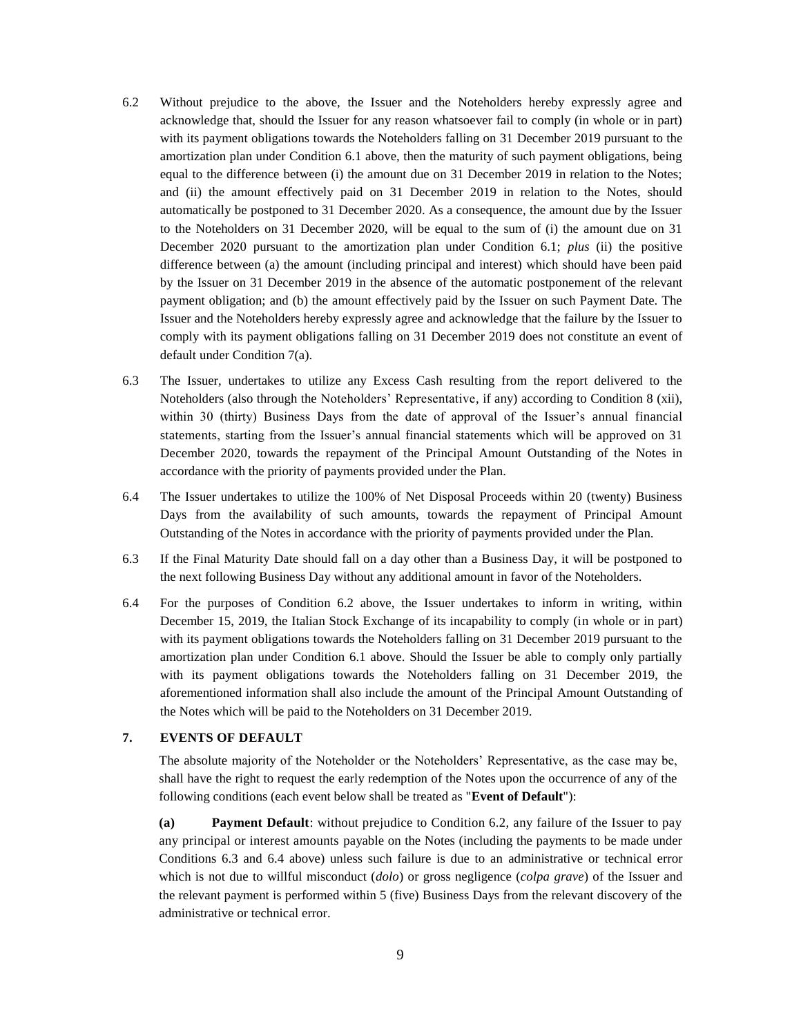6.2 Without prejudice to the above, the Issuer and the Noteholders hereby expressly agree and acknowledge that, should the Issuer for any reason whatsoever fail to comply (in whole or in part) with its payment obligations towards the Noteholders falling on 31 December 2019 pursuant to the amortization plan under Condition 6.1 above, then the maturity of such payment obligations, being equal to the difference between (i) the amount due on 31 December 2019 in relation to the Notes; and (ii) the amount effectively paid on 31 December 2019 in relation to the Notes, should automatically be postponed to 31 December 2020. As a consequence, the amount due by the Issuer to the Noteholders on 31 December 2020, will be equal to the sum of (i) the amount due on 31 December 2020 pursuant to the amortization plan under Condition 6.1; *plus* (ii) the positive difference between (a) the amount (including principal and interest) which should have been paid by the Issuer on 31 December 2019 in the absence of the automatic postponement of the relevant payment obligation; and (b) the amount effectively paid by the Issuer on such Payment Date. The Issuer and the Noteholders hereby expressly agree and acknowledge that the failure by the Issuer to comply with its payment obligations falling on 31 December 2019 does not constitute an event of default under Condition 7(a).

6.3 The Issuer, undertakes to utilize any Excess Cash resulting from the report delivered to the Noteholders (also through the Noteholders' Representative, if any) according to Condition 8 (xii), within 30 (thirty) Business Days from the date of approval of the Issuer's annual financial statements, starting from the Issuer's annual financial statements which will be approved on 31 December 2020, towards the repayment of the Principal Amount Outstanding of the Notes in accordance with the priority of payments provided under the Plan.

6.4 The Issuer undertakes to utilize the 100% of Net Disposal Proceeds within 20 (twenty) Business Days from the availability of such amounts, towards the repayment of Principal Amount Outstanding of the Notes in accordance with the priority of payments provided under the Plan.

6.3 If the Final Maturity Date should fall on a day other than a Business Day, it will be postponed to the next following Business Day without any additional amount in favor of the Noteholders.

6.4 For the purposes of Condition 6.2 above, the Issuer undertakes to inform in writing, within December 15, 2019, the Italian Stock Exchange of its incapability to comply (in whole or in part) with its payment obligations towards the Noteholders falling on 31 December 2019 pursuant to the amortization plan under Condition 6.1 above. Should the Issuer be able to comply only partially with its payment obligations towards the Noteholders falling on 31 December 2019, the aforementioned information shall also include the amount of the Principal Amount Outstanding of the Notes which will be paid to the Noteholders on 31 December 2019.

## 7. EVENTS OF DEFAULT

The absolute majority of the Noteholder or the Noteholders' Representative, as the case may be, shall have the right to request the early redemption of the Notes upon the occurrence of any of the following conditions (each event below shall be treated as "**Event of Default**"):

**(a) Payment Default**: without prejudice to Condition 6.2, any failure of the Issuer to pay any principal or interest amounts payable on the Notes (including the payments to be made under Conditions 6.3 and 6.4 above) unless such failure is due to an administrative or technical error which is not due to willful misconduct (*dolo*) or gross negligence (*colpa grave*) of the Issuer and the relevant payment is performed within 5 (five) Business Days from the relevant discovery of the administrative or technical error.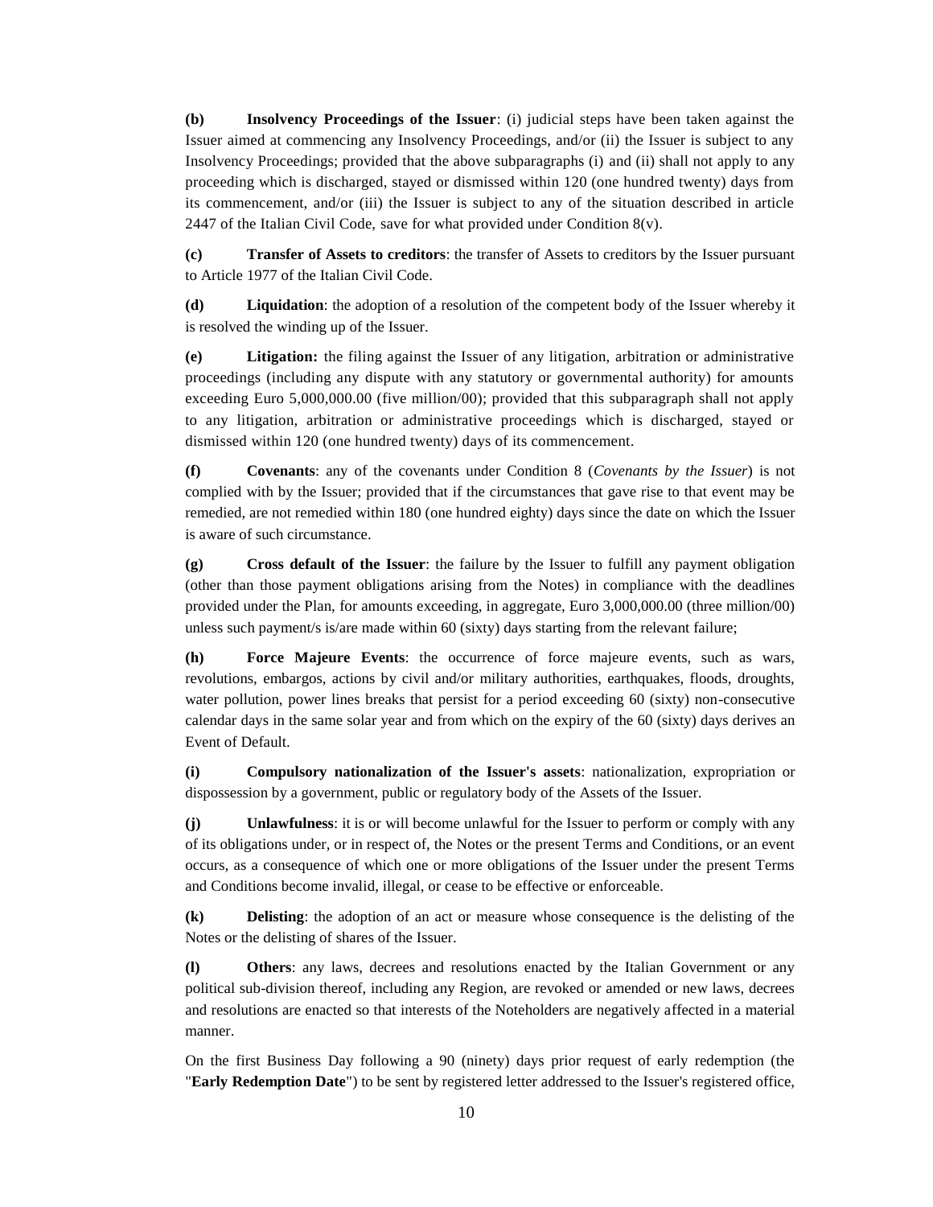**(b) Insolvency Proceedings of the Issuer**: (i) judicial steps have been taken against the Issuer aimed at commencing any Insolvency Proceedings, and/or (ii) the Issuer is subject to any Insolvency Proceedings; provided that the above subparagraphs (i) and (ii) shall not apply to any proceeding which is discharged, stayed or dismissed within 120 (one hundred twenty) days from its commencement, and/or (iii) the Issuer is subject to any of the situation described in article 2447 of the Italian Civil Code, save for what provided under Condition 8(v).

**(c) Transfer of Assets to creditors**: the transfer of Assets to creditors by the Issuer pursuant to Article 1977 of the Italian Civil Code.

**(d) Liquidation**: the adoption of a resolution of the competent body of the Issuer whereby it is resolved the winding up of the Issuer.

**(e) Litigation:** the filing against the Issuer of any litigation, arbitration or administrative proceedings (including any dispute with any statutory or governmental authority) for amounts exceeding Euro 5,000,000.00 (five million/00); provided that this subparagraph shall not apply to any litigation, arbitration or administrative proceedings which is discharged, stayed or dismissed within 120 (one hundred twenty) days of its commencement.

**(f) Covenants**: any of the covenants under Condition 8 (*Covenants by the Issuer*) is not complied with by the Issuer; provided that if the circumstances that gave rise to that event may be remedied, are not remedied within 180 (one hundred eighty) days since the date on which the Issuer is aware of such circumstance.

**(g) Cross default of the Issuer**: the failure by the Issuer to fulfill any payment obligation (other than those payment obligations arising from the Notes) in compliance with the deadlines provided under the Plan, for amounts exceeding, in aggregate, Euro 3,000,000.00 (three million/00) unless such payment/s is/are made within 60 (sixty) days starting from the relevant failure;

**(h) Force Majeure Events**: the occurrence of force majeure events, such as wars, revolutions, embargos, actions by civil and/or military authorities, earthquakes, floods, droughts, water pollution, power lines breaks that persist for a period exceeding 60 (sixty) non-consecutive calendar days in the same solar year and from which on the expiry of the 60 (sixty) days derives an Event of Default.

**(i) Compulsory nationalization of the Issuer's assets**: nationalization, expropriation or dispossession by a government, public or regulatory body of the Assets of the Issuer.

**(j) Unlawfulness**: it is or will become unlawful for the Issuer to perform or comply with any of its obligations under, or in respect of, the Notes or the present Terms and Conditions, or an event occurs, as a consequence of which one or more obligations of the Issuer under the present Terms and Conditions become invalid, illegal, or cease to be effective or enforceable.

**(k) Delisting**: the adoption of an act or measure whose consequence is the delisting of the Notes or the delisting of shares of the Issuer.

**(l) Others**: any laws, decrees and resolutions enacted by the Italian Government or any political sub-division thereof, including any Region, are revoked or amended or new laws, decrees and resolutions are enacted so that interests of the Noteholders are negatively affected in a material manner.

On the first Business Day following a 90 (ninety) days prior request of early redemption (the "**Early Redemption Date**") to be sent by registered letter addressed to the Issuer's registered office,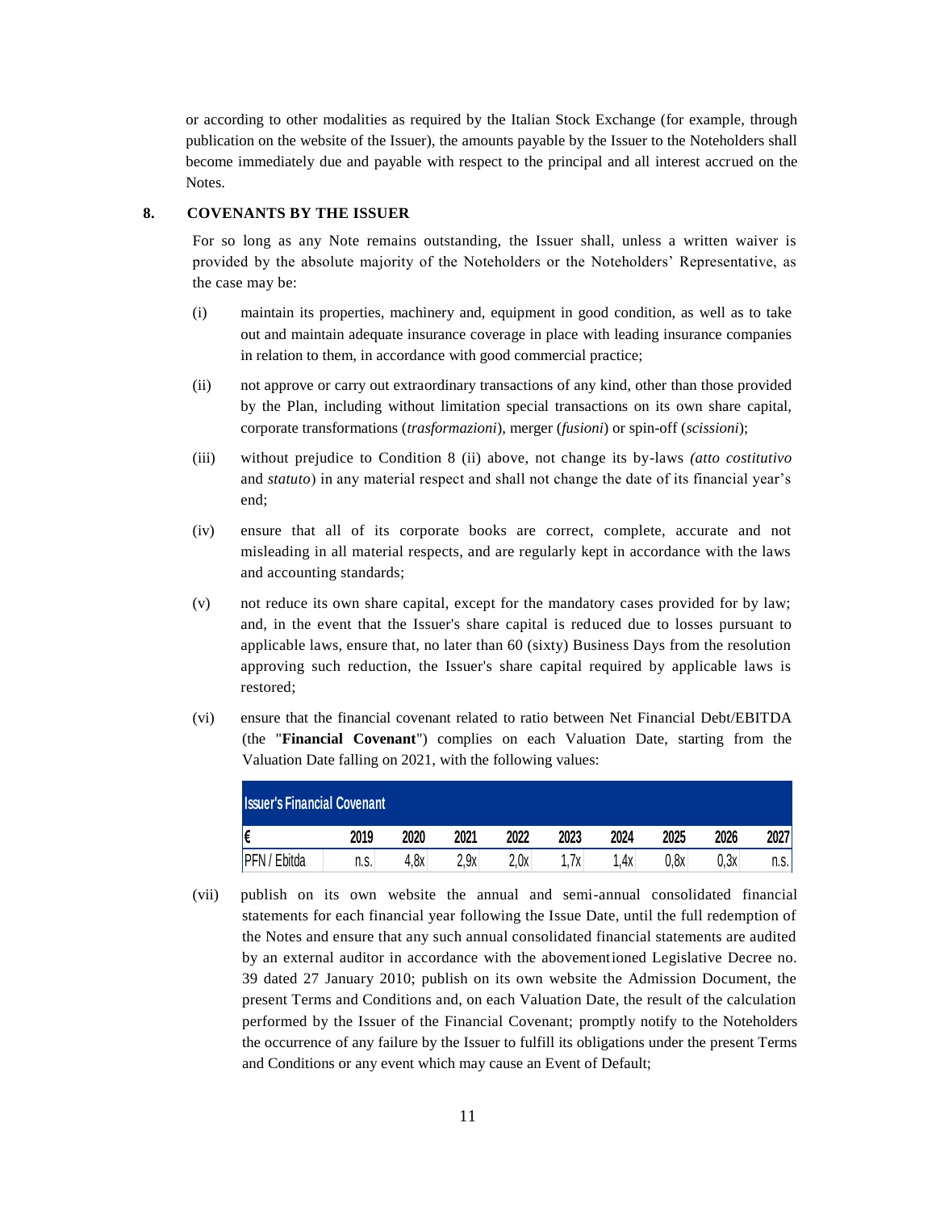or according to other modalities as required by the Italian Stock Exchange (for example, through publication on the website of the Issuer), the amounts payable by the Issuer to the Noteholders shall become immediately due and payable with respect to the principal and all interest accrued on the Notes.

## 8. COVENANTS BY THE ISSUER

For so long as any Note remains outstanding, the Issuer shall, unless a written waiver is provided by the absolute majority of the Noteholders or the Noteholders' Representative, as the case may be:

(i) maintain its properties, machinery and, equipment in good condition, as well as to take out and maintain adequate insurance coverage in place with leading insurance companies in relation to them, in accordance with good commercial practice;

(ii) not approve or carry out extraordinary transactions of any kind, other than those provided by the Plan, including without limitation special transactions on its own share capital, corporate transformations (*trasformazioni*), merger (*fusioni*) or spin-off (*scissioni*);

(iii) without prejudice to Condition 8 (ii) above, not change its by-laws *(atto costitutivo* and *statuto*) in any material respect and shall not change the date of its financial year's end;

(iv) ensure that all of its corporate books are correct, complete, accurate and not misleading in all material respects, and are regularly kept in accordance with the laws and accounting standards;

(v) not reduce its own share capital, except for the mandatory cases provided for by law; and, in the event that the Issuer's share capital is reduced due to losses pursuant to applicable laws, ensure that, no later than 60 (sixty) Business Days from the resolution approving such reduction, the Issuer's share capital required by applicable laws is restored;

(vi) ensure that the financial covenant related to ratio between Net Financial Debt/EBITDA (the "**Financial Covenant**") complies on each Valuation Date, starting from the Valuation Date falling on 2021, with the following values:

| Issuer's Financial Covenant | | | | | | | | | |
|---|---|---|---|---|---|---|---|---|---|
| € | 2019 | 2020 | 2021 | 2022 | 2023 | 2024 | 2025 | 2026 | 2027 |
| PFN / Ebitda | n.s. | 4,8x | 2,9x | 2,0x | 1,7x | 1,4x | 0,8x | 0,3x | n.s. |

(vii) publish on its own website the annual and semi-annual consolidated financial statements for each financial year following the Issue Date, until the full redemption of the Notes and ensure that any such annual consolidated financial statements are audited by an external auditor in accordance with the abovementioned Legislative Decree no. 39 dated 27 January 2010; publish on its own website the Admission Document, the present Terms and Conditions and, on each Valuation Date, the result of the calculation performed by the Issuer of the Financial Covenant; promptly notify to the Noteholders the occurrence of any failure by the Issuer to fulfill its obligations under the present Terms and Conditions or any event which may cause an Event of Default;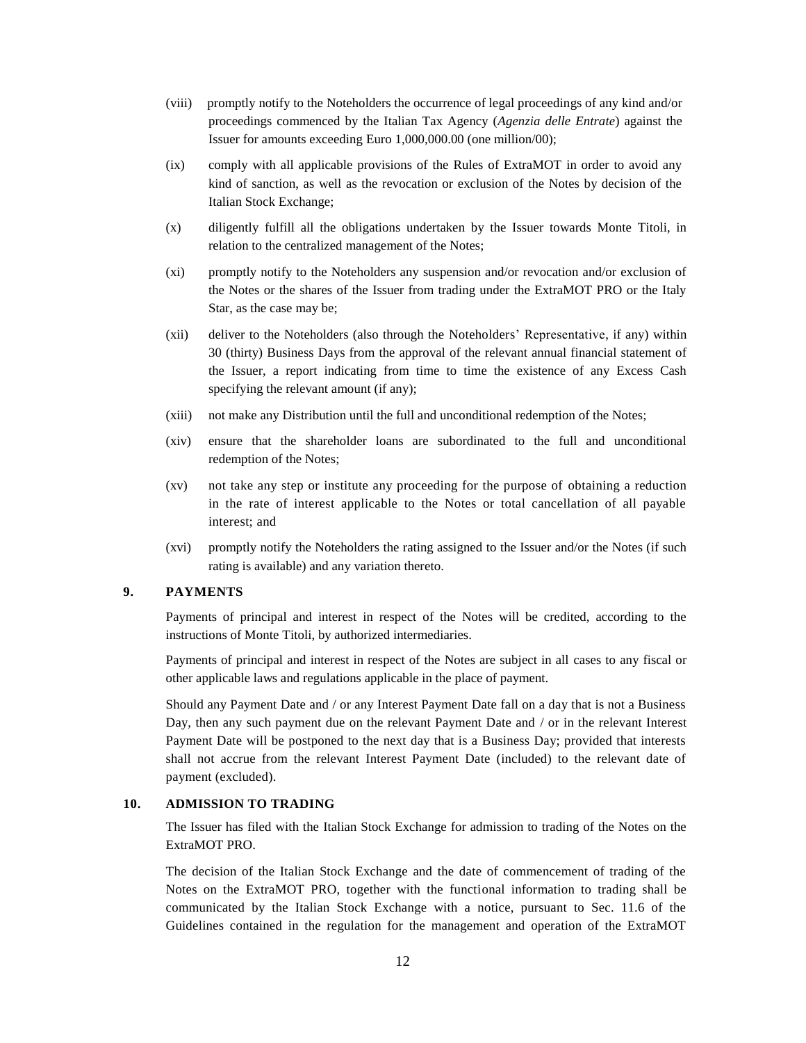(viii) promptly notify to the Noteholders the occurrence of legal proceedings of any kind and/or proceedings commenced by the Italian Tax Agency (*Agenzia delle Entrate*) against the Issuer for amounts exceeding Euro 1,000,000.00 (one million/00);

(ix) comply with all applicable provisions of the Rules of ExtraMOT in order to avoid any kind of sanction, as well as the revocation or exclusion of the Notes by decision of the Italian Stock Exchange;

(x) diligently fulfill all the obligations undertaken by the Issuer towards Monte Titoli, in relation to the centralized management of the Notes;

(xi) promptly notify to the Noteholders any suspension and/or revocation and/or exclusion of the Notes or the shares of the Issuer from trading under the ExtraMOT PRO or the Italy Star, as the case may be;

(xii) deliver to the Noteholders (also through the Noteholders' Representative, if any) within 30 (thirty) Business Days from the approval of the relevant annual financial statement of the Issuer, a report indicating from time to time the existence of any Excess Cash specifying the relevant amount (if any);

(xiii) not make any Distribution until the full and unconditional redemption of the Notes;

(xiv) ensure that the shareholder loans are subordinated to the full and unconditional redemption of the Notes;

(xv) not take any step or institute any proceeding for the purpose of obtaining a reduction in the rate of interest applicable to the Notes or total cancellation of all payable interest; and

(xvi) promptly notify the Noteholders the rating assigned to the Issuer and/or the Notes (if such rating is available) and any variation thereto.

## 9. PAYMENTS

Payments of principal and interest in respect of the Notes will be credited, according to the instructions of Monte Titoli, by authorized intermediaries.

Payments of principal and interest in respect of the Notes are subject in all cases to any fiscal or other applicable laws and regulations applicable in the place of payment.

Should any Payment Date and / or any Interest Payment Date fall on a day that is not a Business Day, then any such payment due on the relevant Payment Date and / or in the relevant Interest Payment Date will be postponed to the next day that is a Business Day; provided that interests shall not accrue from the relevant Interest Payment Date (included) to the relevant date of payment (excluded).

## 10. ADMISSION TO TRADING

The Issuer has filed with the Italian Stock Exchange for admission to trading of the Notes on the ExtraMOT PRO.

The decision of the Italian Stock Exchange and the date of commencement of trading of the Notes on the ExtraMOT PRO, together with the functional information to trading shall be communicated by the Italian Stock Exchange with a notice, pursuant to Sec. 11.6 of the Guidelines contained in the regulation for the management and operation of the ExtraMOT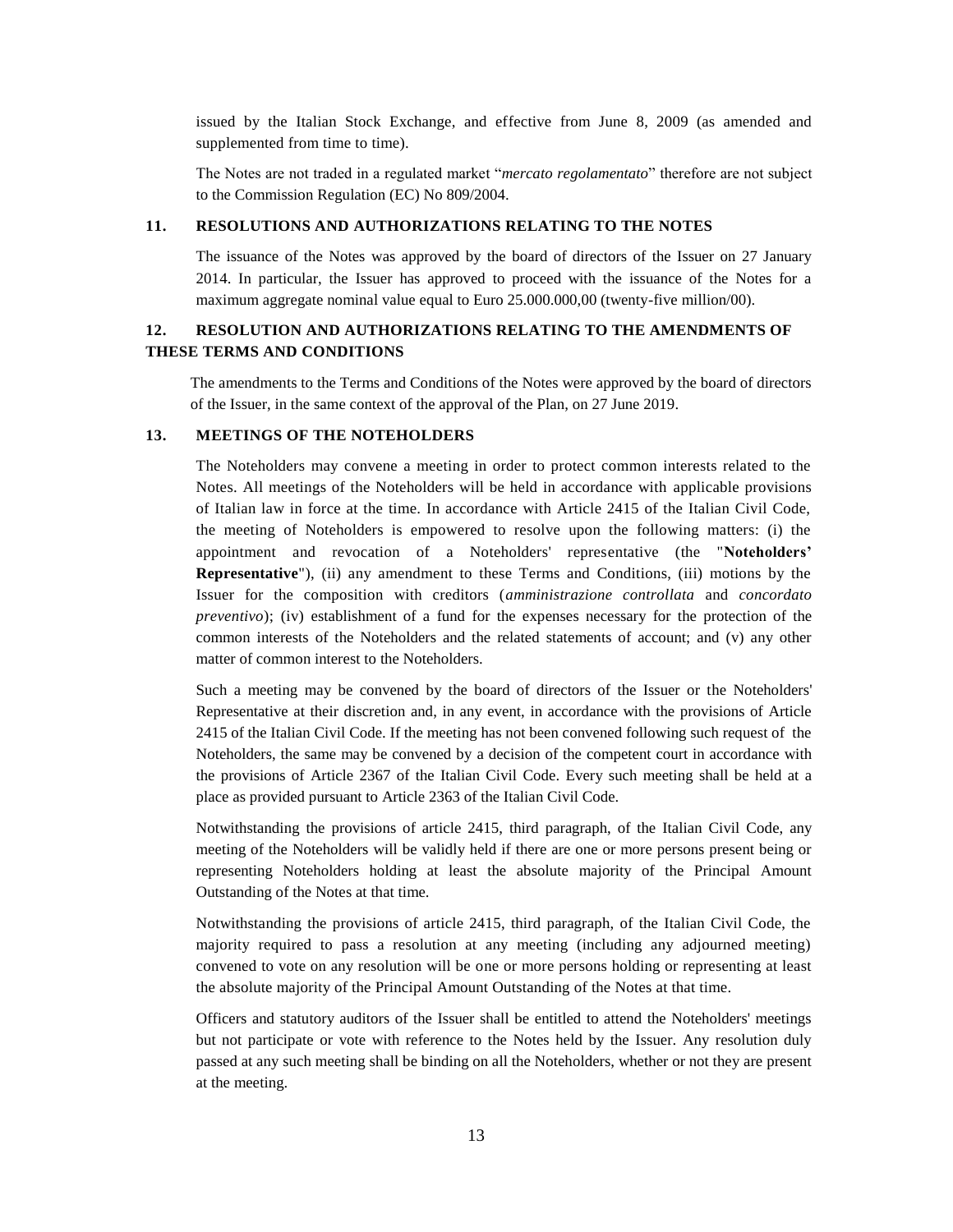issued by the Italian Stock Exchange, and effective from June 8, 2009 (as amended and supplemented from time to time).

The Notes are not traded in a regulated market "*mercato regolamentato*" therefore are not subject to the Commission Regulation (EC) No 809/2004.

## 11. RESOLUTIONS AND AUTHORIZATIONS RELATING TO THE NOTES

The issuance of the Notes was approved by the board of directors of the Issuer on 27 January 2014. In particular, the Issuer has approved to proceed with the issuance of the Notes for a maximum aggregate nominal value equal to Euro 25.000.000,00 (twenty-five million/00).

## 12. RESOLUTION AND AUTHORIZATIONS RELATING TO THE AMENDMENTS OF THESE TERMS AND CONDITIONS

The amendments to the Terms and Conditions of the Notes were approved by the board of directors of the Issuer, in the same context of the approval of the Plan, on 27 June 2019.

## 13. MEETINGS OF THE NOTEHOLDERS

The Noteholders may convene a meeting in order to protect common interests related to the Notes. All meetings of the Noteholders will be held in accordance with applicable provisions of Italian law in force at the time. In accordance with Article 2415 of the Italian Civil Code, the meeting of Noteholders is empowered to resolve upon the following matters: (i) the appointment and revocation of a Noteholders' representative (the "**Noteholders' Representative**"), (ii) any amendment to these Terms and Conditions, (iii) motions by the Issuer for the composition with creditors (*amministrazione controllata* and *concordato preventivo*); (iv) establishment of a fund for the expenses necessary for the protection of the common interests of the Noteholders and the related statements of account; and (v) any other matter of common interest to the Noteholders.

Such a meeting may be convened by the board of directors of the Issuer or the Noteholders' Representative at their discretion and, in any event, in accordance with the provisions of Article 2415 of the Italian Civil Code. If the meeting has not been convened following such request of the Noteholders, the same may be convened by a decision of the competent court in accordance with the provisions of Article 2367 of the Italian Civil Code. Every such meeting shall be held at a place as provided pursuant to Article 2363 of the Italian Civil Code.

Notwithstanding the provisions of article 2415, third paragraph, of the Italian Civil Code, any meeting of the Noteholders will be validly held if there are one or more persons present being or representing Noteholders holding at least the absolute majority of the Principal Amount Outstanding of the Notes at that time.

Notwithstanding the provisions of article 2415, third paragraph, of the Italian Civil Code, the majority required to pass a resolution at any meeting (including any adjourned meeting) convened to vote on any resolution will be one or more persons holding or representing at least the absolute majority of the Principal Amount Outstanding of the Notes at that time.

Officers and statutory auditors of the Issuer shall be entitled to attend the Noteholders' meetings but not participate or vote with reference to the Notes held by the Issuer. Any resolution duly passed at any such meeting shall be binding on all the Noteholders, whether or not they are present at the meeting.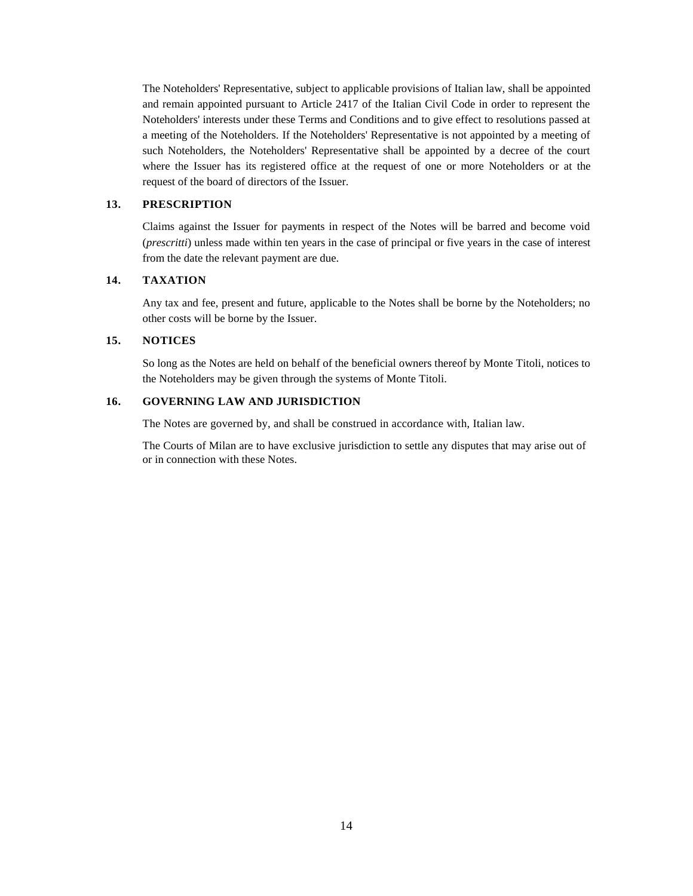The Noteholders' Representative, subject to applicable provisions of Italian law, shall be appointed and remain appointed pursuant to Article 2417 of the Italian Civil Code in order to represent the Noteholders' interests under these Terms and Conditions and to give effect to resolutions passed at a meeting of the Noteholders. If the Noteholders' Representative is not appointed by a meeting of such Noteholders, the Noteholders' Representative shall be appointed by a decree of the court where the Issuer has its registered office at the request of one or more Noteholders or at the request of the board of directors of the Issuer.

## 13. PRESCRIPTION

Claims against the Issuer for payments in respect of the Notes will be barred and become void (*prescritti*) unless made within ten years in the case of principal or five years in the case of interest from the date the relevant payment are due.

## 14. TAXATION

Any tax and fee, present and future, applicable to the Notes shall be borne by the Noteholders; no other costs will be borne by the Issuer.

## 15. NOTICES

So long as the Notes are held on behalf of the beneficial owners thereof by Monte Titoli, notices to the Noteholders may be given through the systems of Monte Titoli.

## 16. GOVERNING LAW AND JURISDICTION

The Notes are governed by, and shall be construed in accordance with, Italian law.

The Courts of Milan are to have exclusive jurisdiction to settle any disputes that may arise out of or in connection with these Notes.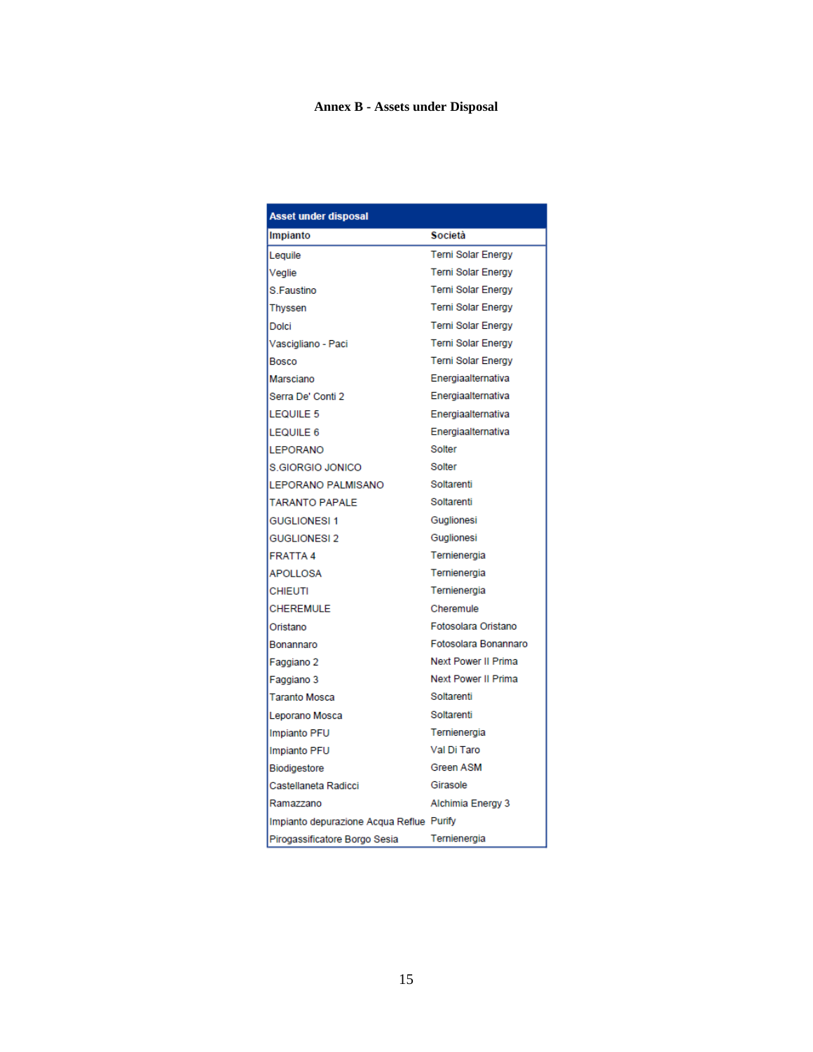**Annex B - Assets under Disposal**

| Asset under disposal | |
|---|---|
| **Impianto** | **Società** |
| Lequile | Terni Solar Energy |
| Veglie | Terni Solar Energy |
| S.Faustino | Terni Solar Energy |
| Thyssen | Terni Solar Energy |
| Dolci | Terni Solar Energy |
| Vascigliano - Paci | Terni Solar Energy |
| Bosco | Terni Solar Energy |
| Marsciano | Energiaalternativa |
| Serra De' Conti 2 | Energiaalternativa |
| LEQUILE 5 | Energiaalternativa |
| LEQUILE 6 | Energiaalternativa |
| LEPORANO | Solter |
| S.GIORGIO JONICO | Solter |
| LEPORANO PALMISANO | Soltarenti |
| TARANTO PAPALE | Soltarenti |
| GUGLIONESI 1 | Guglionesi |
| GUGLIONESI 2 | Guglionesi |
| FRATTA 4 | Ternienergia |
| APOLLOSA | Ternienergia |
| CHIEUTI | Ternienergia |
| CHEREMULE | Cheremule |
| Oristano | Fotosolara Oristano |
| Bonannaro | Fotosolara Bonannaro |
| Faggiano 2 | Next Power II Prima |
| Faggiano 3 | Next Power II Prima |
| Taranto Mosca | Soltarenti |
| Leporano Mosca | Soltarenti |
| Impianto PFU | Ternienergia |
| Impianto PFU | Val Di Taro |
| Biodigestore | Green ASM |
| Castellaneta Radicci | Girasole |
| Ramazzano | Alchimia Energy 3 |
| Impianto depurazione Acqua Reflue | Purify |
| Pirogassificatore Borgo Sesia | Ternienergia |